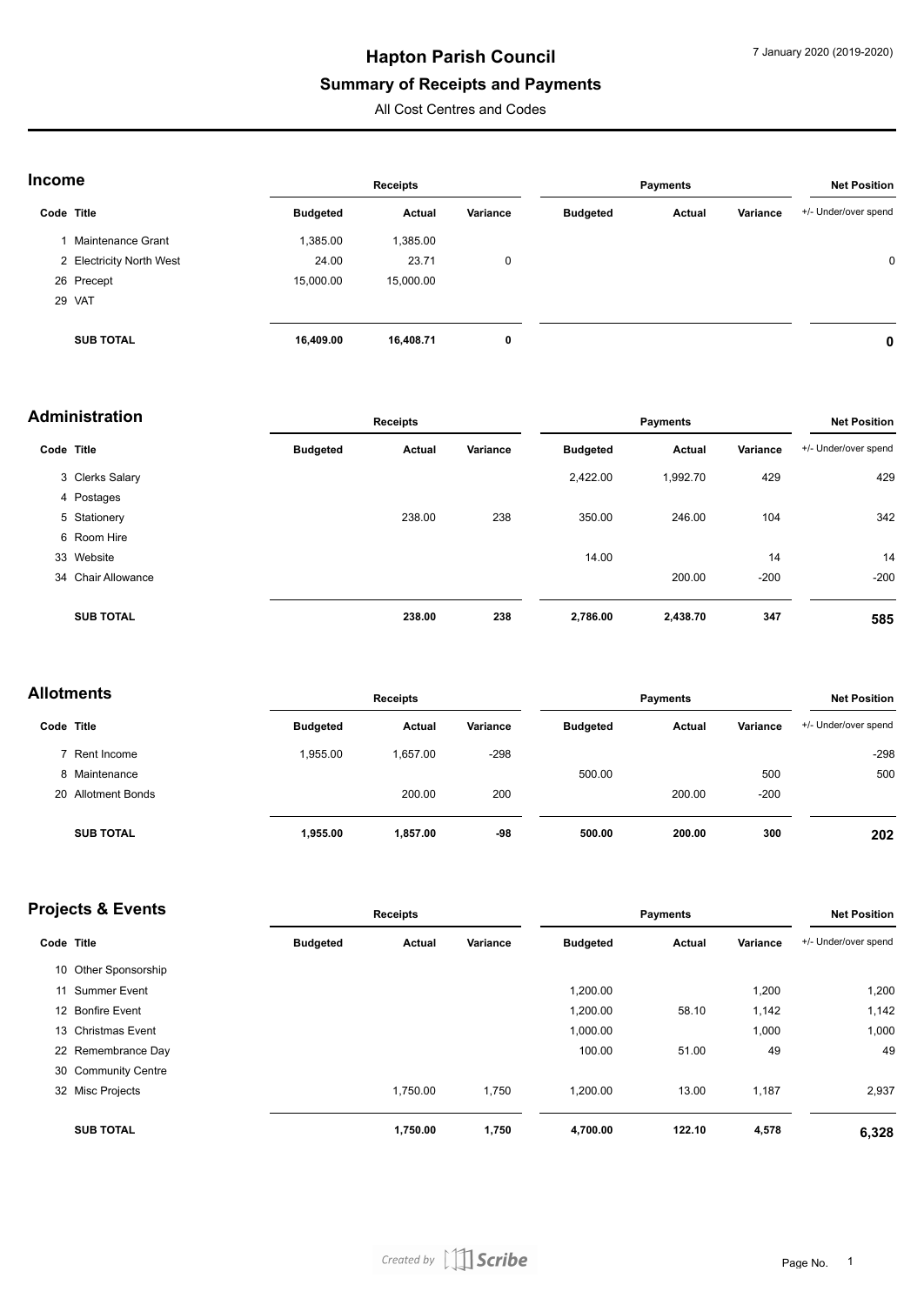# Hapton Parish Council

## Summary of Receipts and Payments

All Cost Centres and Codes

7 January 2020 (2019-2020)

### Income

| Code | Title | Receipts Budgeted | Receipts Actual | Receipts Variance | Payments Budgeted | Payments Actual | Payments Variance | Net Position +/- Under/over spend |
|---|---|---|---|---|---|---|---|---|
| 1 | Maintenance Grant | 1,385.00 | 1,385.00 | | | | | |
| 2 | Electricity North West | 24.00 | 23.71 | 0 | | | | 0 |
| 26 | Precept | 15,000.00 | 15,000.00 | | | | | |
| 29 | VAT | | | | | | | |
| | **SUB TOTAL** | **16,409.00** | **16,408.71** | **0** | | | | **0** |

### Administration

| Code | Title | Receipts Budgeted | Receipts Actual | Receipts Variance | Payments Budgeted | Payments Actual | Payments Variance | Net Position +/- Under/over spend |
|---|---|---|---|---|---|---|---|---|
| 3 | Clerks Salary | | | | 2,422.00 | 1,992.70 | 429 | 429 |
| 4 | Postages | | | | | | | |
| 5 | Stationery | | 238.00 | 238 | 350.00 | 246.00 | 104 | 342 |
| 6 | Room Hire | | | | | | | |
| 33 | Website | | | | 14.00 | | 14 | 14 |
| 34 | Chair Allowance | | | | | 200.00 | -200 | -200 |
| | **SUB TOTAL** | | **238.00** | **238** | **2,786.00** | **2,438.70** | **347** | **585** |

### Allotments

| Code | Title | Receipts Budgeted | Receipts Actual | Receipts Variance | Payments Budgeted | Payments Actual | Payments Variance | Net Position +/- Under/over spend |
|---|---|---|---|---|---|---|---|---|
| 7 | Rent Income | 1,955.00 | 1,657.00 | -298 | | | | -298 |
| 8 | Maintenance | | | | 500.00 | | 500 | 500 |
| 20 | Allotment Bonds | | 200.00 | 200 | | 200.00 | -200 | |
| | **SUB TOTAL** | **1,955.00** | **1,857.00** | **-98** | **500.00** | **200.00** | **300** | **202** |

### Projects & Events

| Code | Title | Receipts Budgeted | Receipts Actual | Receipts Variance | Payments Budgeted | Payments Actual | Payments Variance | Net Position +/- Under/over spend |
|---|---|---|---|---|---|---|---|---|
| 10 | Other Sponsorship | | | | | | | |
| 11 | Summer Event | | | | 1,200.00 | | 1,200 | 1,200 |
| 12 | Bonfire Event | | | | 1,200.00 | 58.10 | 1,142 | 1,142 |
| 13 | Christmas Event | | | | 1,000.00 | | 1,000 | 1,000 |
| 22 | Remembrance Day | | | | 100.00 | 51.00 | 49 | 49 |
| 30 | Community Centre | | | | | | | |
| 32 | Misc Projects | | 1,750.00 | 1,750 | 1,200.00 | 13.00 | 1,187 | 2,937 |
| | **SUB TOTAL** | | **1,750.00** | **1,750** | **4,700.00** | **122.10** | **4,578** | **6,328** |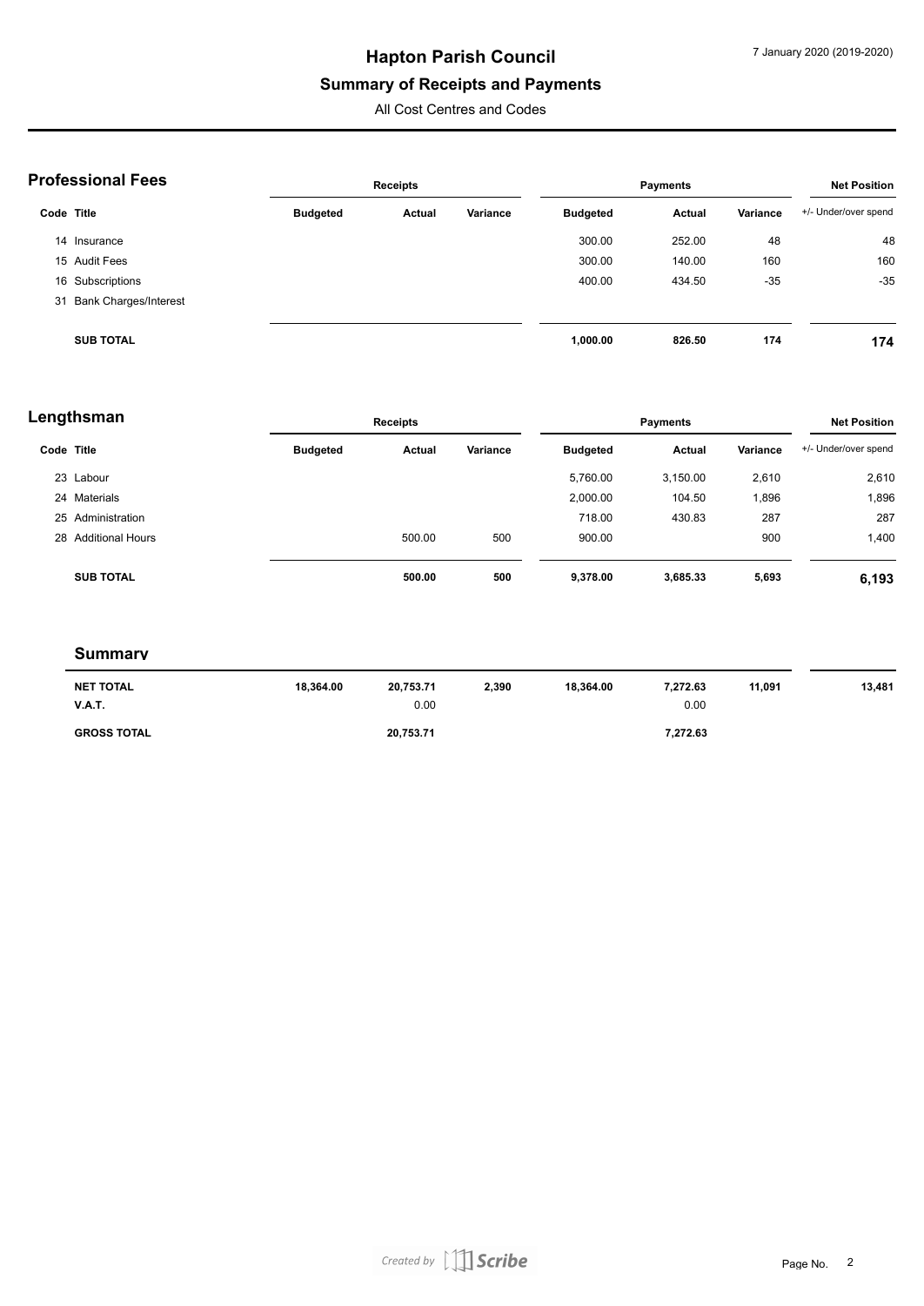# Hapton Parish Council

## Summary of Receipts and Payments

All Cost Centres and Codes

7 January 2020 (2019-2020)

### Professional Fees

| | | Receipts | | | Payments | | | Net Position |
|---|---|---|---|---|---|---|---|---|
| **Code** | **Title** | **Budgeted** | **Actual** | **Variance** | **Budgeted** | **Actual** | **Variance** | **+/- Under/over spend** |
| 14 | Insurance | | | | 300.00 | 252.00 | 48 | 48 |
| 15 | Audit Fees | | | | 300.00 | 140.00 | 160 | 160 |
| 16 | Subscriptions | | | | 400.00 | 434.50 | -35 | -35 |
| 31 | Bank Charges/Interest | | | | | | | |
| | **SUB TOTAL** | | | | **1,000.00** | **826.50** | **174** | **174** |

### Lengthsman

| | | Receipts | | | Payments | | | Net Position |
|---|---|---|---|---|---|---|---|---|
| **Code** | **Title** | **Budgeted** | **Actual** | **Variance** | **Budgeted** | **Actual** | **Variance** | **+/- Under/over spend** |
| 23 | Labour | | | | 5,760.00 | 3,150.00 | 2,610 | 2,610 |
| 24 | Materials | | | | 2,000.00 | 104.50 | 1,896 | 1,896 |
| 25 | Administration | | | | 718.00 | 430.83 | 287 | 287 |
| 28 | Additional Hours | | 500.00 | 500 | 900.00 | | 900 | 1,400 |
| | **SUB TOTAL** | | **500.00** | **500** | **9,378.00** | **3,685.33** | **5,693** | **6,193** |

### Summary

| | | | | | | | |
|---|---|---|---|---|---|---|---|
| **NET TOTAL** | **18,364.00** | **20,753.71** | **2,390** | **18,364.00** | **7,272.63** | **11,091** | **13,481** |
| **V.A.T.** | | 0.00 | | | 0.00 | | |
| **GROSS TOTAL** | | **20,753.71** | | | **7,272.63** | | |

Created by Scribe